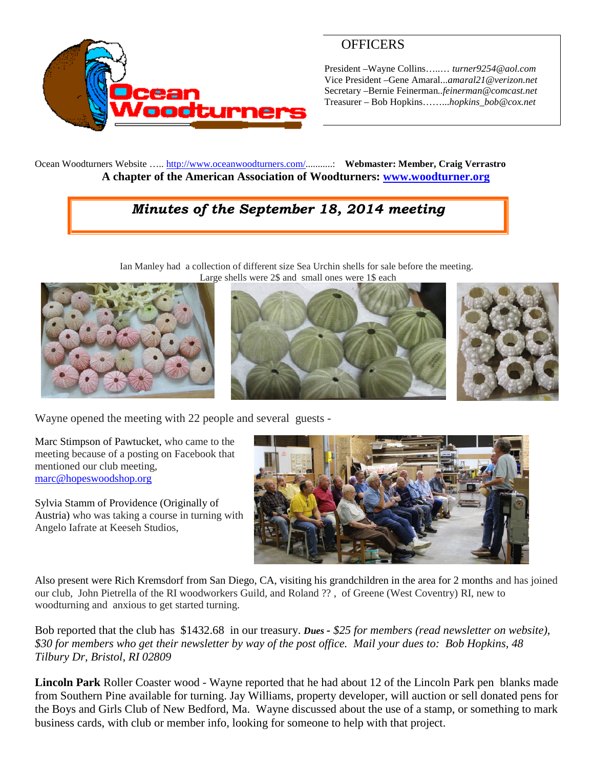# OFFICERS

President –Wayne Collins….… *turner9254@aol.com*
Vice President –Gene Amaral...*amaral21@verizon.net*
Secretary –Bernie Feinerman..*feinerman@comcast.net*
Treasurer – Bob Hopkins……...*hopkins_bob@cox.net*

Ocean Woodturners Website ….. http://www.oceanwoodturners.com/..........: **Webmaster: Member, Craig Verrastro**

**A chapter of the American Association of Woodturners: www.woodturner.org**

## *Minutes of the September 18, 2014 meeting*

Ian Manley had a collection of different size Sea Urchin shells for sale before the meeting. Large shells were 2$ and small ones were 1$ each

Wayne opened the meeting with 22 people and several guests -

Marc Stimpson of Pawtucket, who came to the meeting because of a posting on Facebook that mentioned our club meeting, marc@hopeswoodshop.org

Sylvia Stamm of Providence (Originally of Austria) who was taking a course in turning with Angelo Iafrate at Keeseh Studios,

Also present were Rich Kremsdorf from San Diego, CA, visiting his grandchildren in the area for 2 months and has joined our club, John Pietrella of the RI woodworkers Guild, and Roland ?? , of Greene (West Coventry) RI, new to woodturning and anxious to get started turning.

Bob reported that the club has $1432.68 in our treasury. ***Dues** - $25 for members (read newsletter on website), $30 for members who get their newsletter by way of the post office. Mail your dues to: Bob Hopkins, 48 Tilbury Dr, Bristol, RI 02809*

**Lincoln Park** Roller Coaster wood - Wayne reported that he had about 12 of the Lincoln Park pen blanks made from Southern Pine available for turning. Jay Williams, property developer, will auction or sell donated pens for the Boys and Girls Club of New Bedford, Ma. Wayne discussed about the use of a stamp, or something to mark business cards, with club or member info, looking for someone to help with that project.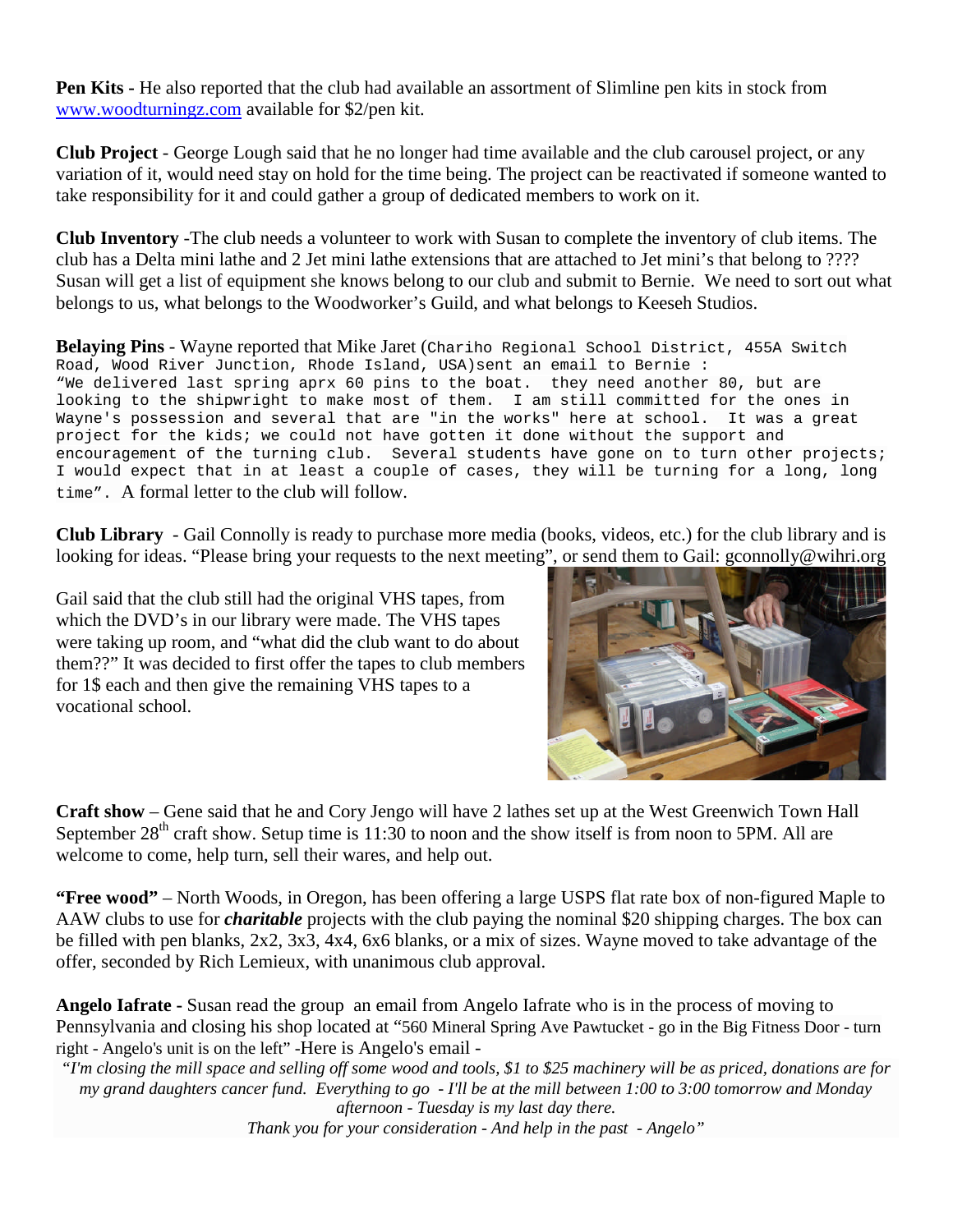**Pen Kits -** He also reported that the club had available an assortment of Slimline pen kits in stock from www.woodturningz.com available for $2/pen kit.

**Club Project** - George Lough said that he no longer had time available and the club carousel project, or any variation of it, would need stay on hold for the time being. The project can be reactivated if someone wanted to take responsibility for it and could gather a group of dedicated members to work on it.

**Club Inventory** -The club needs a volunteer to work with Susan to complete the inventory of club items. The club has a Delta mini lathe and 2 Jet mini lathe extensions that are attached to Jet mini's that belong to ???? Susan will get a list of equipment she knows belong to our club and submit to Bernie. We need to sort out what belongs to us, what belongs to the Woodworker's Guild, and what belongs to Keeseh Studios.

**Belaying Pins** - Wayne reported that Mike Jaret (Chariho Regional School District, 455A Switch Road, Wood River Junction, Rhode Island, USA)sent an email to Bernie : "We delivered last spring aprx 60 pins to the boat. they need another 80, but are looking to the shipwright to make most of them. I am still committed for the ones in Wayne's possession and several that are "in the works" here at school. It was a great project for the kids; we could not have gotten it done without the support and encouragement of the turning club. Several students have gone on to turn other projects; I would expect that in at least a couple of cases, they will be turning for a long, long time". A formal letter to the club will follow.

**Club Library** - Gail Connolly is ready to purchase more media (books, videos, etc.) for the club library and is looking for ideas. "Please bring your requests to the next meeting", or send them to Gail: gconnolly@wihri.org

Gail said that the club still had the original VHS tapes, from which the DVD's in our library were made. The VHS tapes were taking up room, and "what did the club want to do about them??" It was decided to first offer the tapes to club members for 1$ each and then give the remaining VHS tapes to a vocational school.

**Craft show** – Gene said that he and Cory Jengo will have 2 lathes set up at the West Greenwich Town Hall September 28th craft show. Setup time is 11:30 to noon and the show itself is from noon to 5PM. All are welcome to come, help turn, sell their wares, and help out.

**"Free wood"** – North Woods, in Oregon, has been offering a large USPS flat rate box of non-figured Maple to AAW clubs to use for ***charitable*** projects with the club paying the nominal $20 shipping charges. The box can be filled with pen blanks, 2x2, 3x3, 4x4, 6x6 blanks, or a mix of sizes. Wayne moved to take advantage of the offer, seconded by Rich Lemieux, with unanimous club approval.

**Angelo Iafrate -** Susan read the group an email from Angelo Iafrate who is in the process of moving to Pennsylvania and closing his shop located at "560 Mineral Spring Ave Pawtucket - go in the Big Fitness Door - turn right - Angelo's unit is on the left" -Here is Angelo's email -

*"I'm closing the mill space and selling off some wood and tools, $1 to $25 machinery will be as priced, donations are for my grand daughters cancer fund. Everything to go - I'll be at the mill between 1:00 to 3:00 tomorrow and Monday afternoon - Tuesday is my last day there.*

*Thank you for your consideration - And help in the past - Angelo"*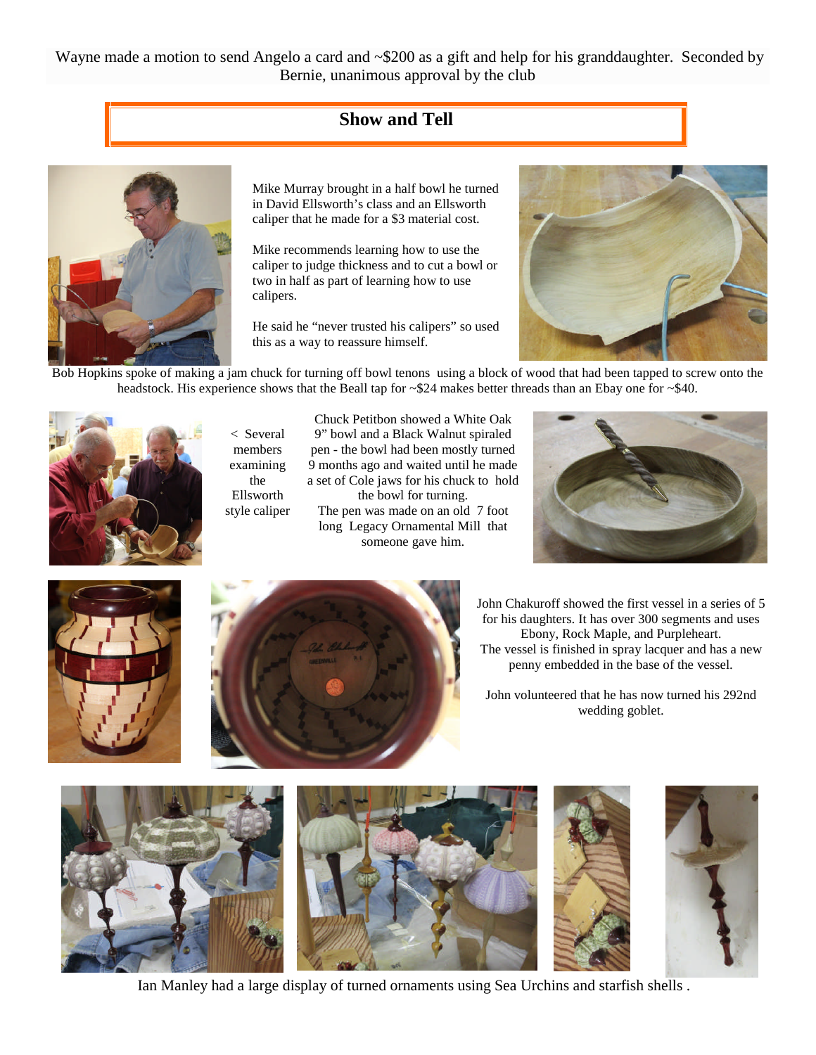Wayne made a motion to send Angelo a card and ~$200 as a gift and help for his granddaughter. Seconded by Bernie, unanimous approval by the club

## Show and Tell

Mike Murray brought in a half bowl he turned in David Ellsworth's class and an Ellsworth caliper that he made for a $3 material cost.

Mike recommends learning how to use the caliper to judge thickness and to cut a bowl or two in half as part of learning how to use calipers.

He said he "never trusted his calipers" so used this as a way to reassure himself.

Bob Hopkins spoke of making a jam chuck for turning off bowl tenons using a block of wood that had been tapped to screw onto the headstock. His experience shows that the Beall tap for ~$24 makes better threads than an Ebay one for ~$40.

< Several members examining the Ellsworth style caliper

Chuck Petitbon showed a White Oak 9" bowl and a Black Walnut spiraled pen - the bowl had been mostly turned 9 months ago and waited until he made a set of Cole jaws for his chuck to hold the bowl for turning. The pen was made on an old 7 foot long Legacy Ornamental Mill that someone gave him.

John Chakuroff showed the first vessel in a series of 5 for his daughters. It has over 300 segments and uses Ebony, Rock Maple, and Purpleheart. The vessel is finished in spray lacquer and has a new penny embedded in the base of the vessel.

John volunteered that he has now turned his 292nd wedding goblet.

Ian Manley had a large display of turned ornaments using Sea Urchins and starfish shells .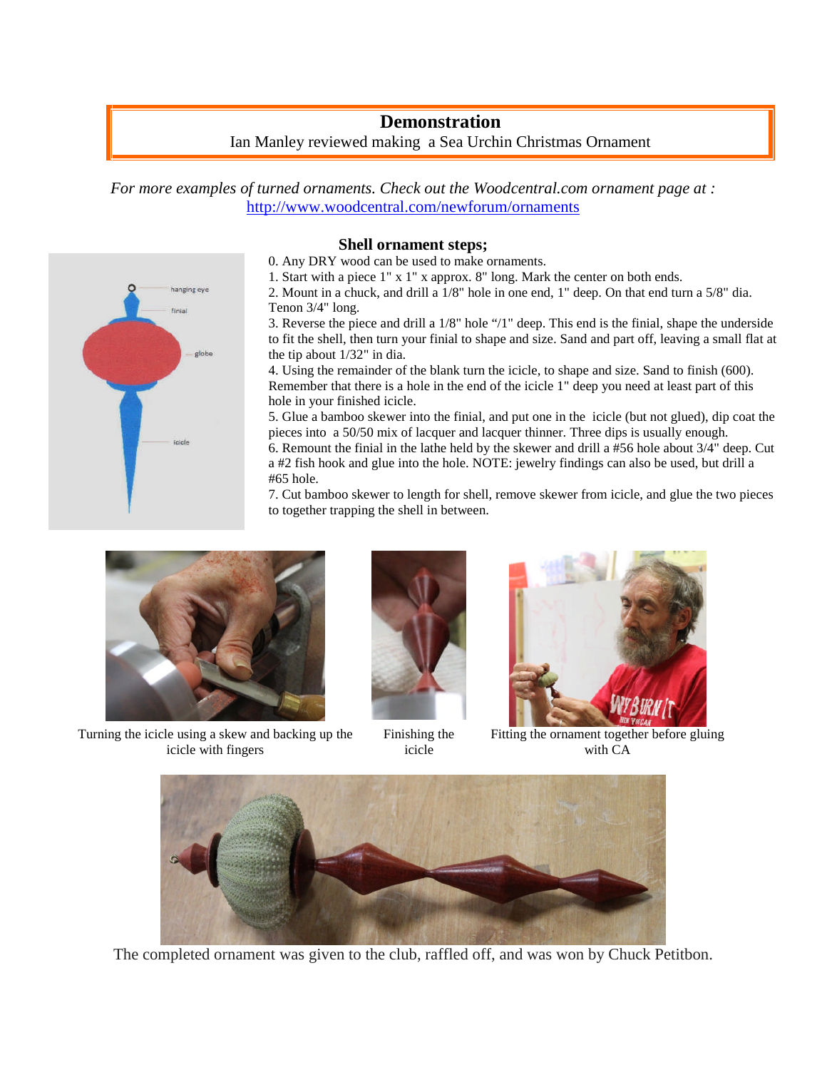# Demonstration

Ian Manley reviewed making a Sea Urchin Christmas Ornament

*For more examples of turned ornaments. Check out the Woodcentral.com ornament page at :* http://www.woodcentral.com/newforum/ornaments

hanging eye

finial

globe

icicle

### Shell ornament steps;

0. Any DRY wood can be used to make ornaments.
1. Start with a piece 1" x 1" x approx. 8" long. Mark the center on both ends.
2. Mount in a chuck, and drill a 1/8" hole in one end, 1" deep. On that end turn a 5/8" dia. Tenon 3/4" long.
3. Reverse the piece and drill a 1/8" hole "/1" deep. This end is the finial, shape the underside to fit the shell, then turn your finial to shape and size. Sand and part off, leaving a small flat at the tip about 1/32" in dia.
4. Using the remainder of the blank turn the icicle, to shape and size. Sand to finish (600). Remember that there is a hole in the end of the icicle 1" deep you need at least part of this hole in your finished icicle.
5. Glue a bamboo skewer into the finial, and put one in the icicle (but not glued), dip coat the pieces into a 50/50 mix of lacquer and lacquer thinner. Three dips is usually enough.
6. Remount the finial in the lathe held by the skewer and drill a #56 hole about 3/4" deep. Cut a #2 fish hook and glue into the hole. NOTE: jewelry findings can also be used, but drill a #65 hole.
7. Cut bamboo skewer to length for shell, remove skewer from icicle, and glue the two pieces to together trapping the shell in between.

Turning the icicle using a skew and backing up the icicle with fingers

Finishing the icicle

Fitting the ornament together before gluing with CA

The completed ornament was given to the club, raffled off, and was won by Chuck Petitbon.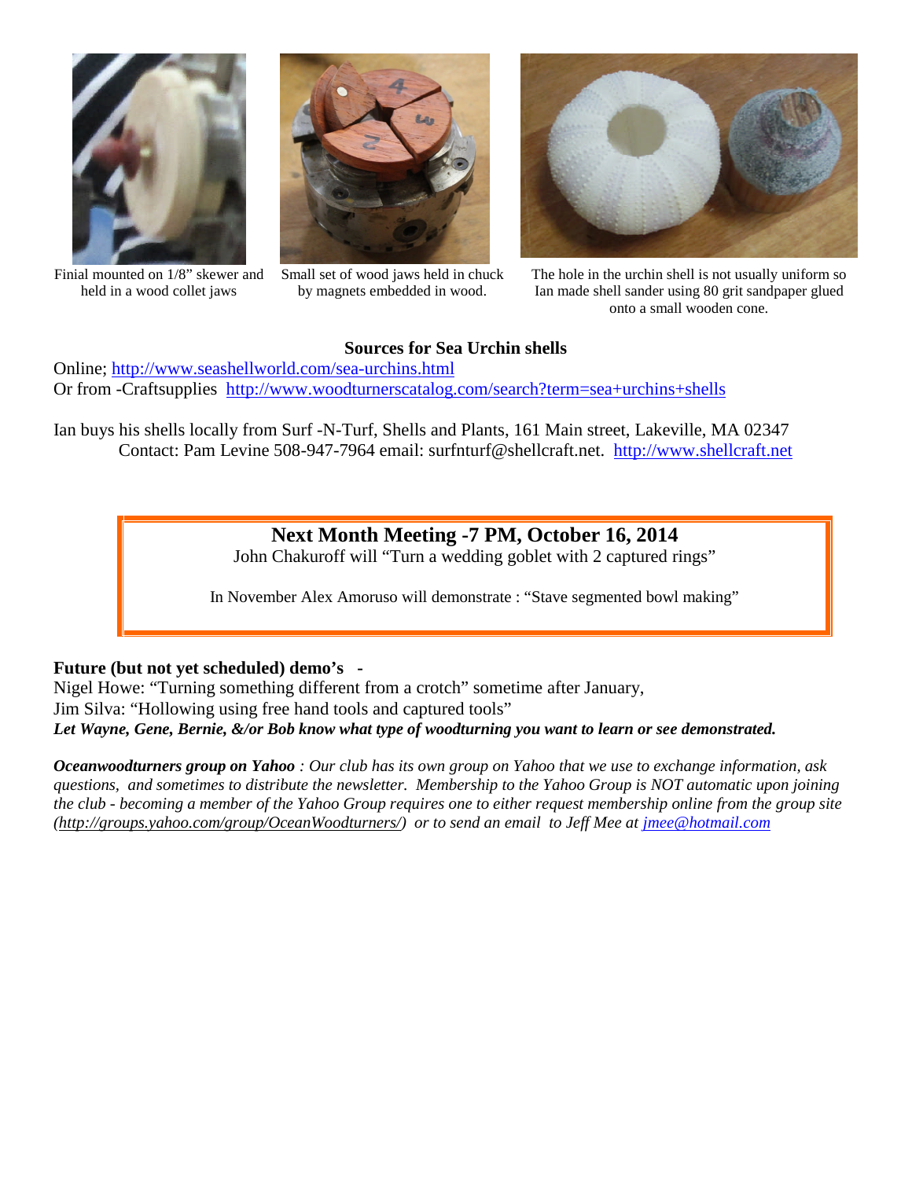Finial mounted on 1/8" skewer and held in a wood collet jaws

Small set of wood jaws held in chuck by magnets embedded in wood.

The hole in the urchin shell is not usually uniform so Ian made shell sander using 80 grit sandpaper glued onto a small wooden cone.

**Sources for Sea Urchin shells**

Online; http://www.seashellworld.com/sea-urchins.html
Or from -Craftsupplies http://www.woodturnerscatalog.com/search?term=sea+urchins+shells

Ian buys his shells locally from Surf -N-Turf, Shells and Plants, 161 Main street, Lakeville, MA 02347
Contact: Pam Levine 508-947-7964 email: surfnturf@shellcraft.net. http://www.shellcraft.net

## Next Month Meeting -7 PM, October 16, 2014

John Chakuroff will "Turn a wedding goblet with 2 captured rings"

In November Alex Amoruso will demonstrate : "Stave segmented bowl making"

**Future (but not yet scheduled) demo's -**

Nigel Howe: "Turning something different from a crotch" sometime after January,
Jim Silva: "Hollowing using free hand tools and captured tools"
***Let Wayne, Gene, Bernie, &/or Bob know what type of woodturning you want to learn or see demonstrated.***

***Oceanwoodturners group on Yahoo*** *: Our club has its own group on Yahoo that we use to exchange information, ask questions, and sometimes to distribute the newsletter. Membership to the Yahoo Group is NOT automatic upon joining the club - becoming a member of the Yahoo Group requires one to either request membership online from the group site (http://groups.yahoo.com/group/OceanWoodturners/) or to send an email to Jeff Mee at jmee@hotmail.com*